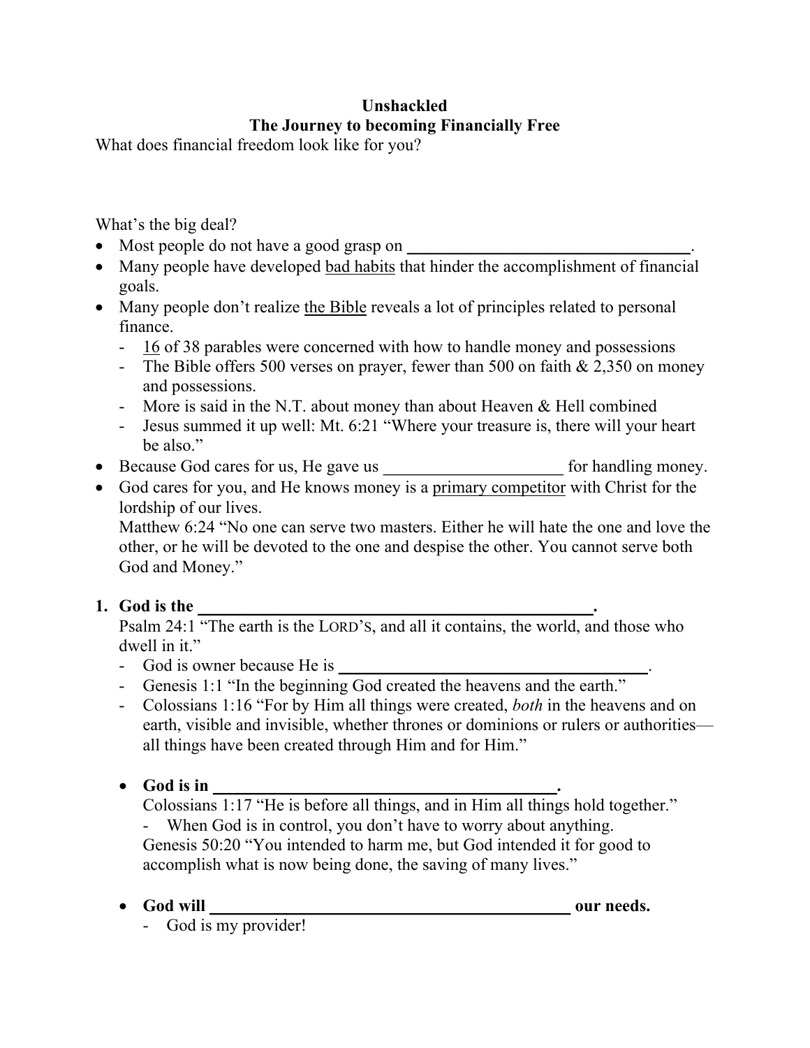**Unshackled**
**The Journey to becoming Financially Free**

What does financial freedom look like for you?

What's the big deal?

- Most people do not have a good grasp on ________________________________.
- Many people have developed <u>bad habits</u> that hinder the accomplishment of financial goals.
- Many people don't realize <u>the Bible</u> reveals a lot of principles related to personal finance.
  - <u>16</u> of 38 parables were concerned with how to handle money and possessions
  - The Bible offers 500 verses on prayer, fewer than 500 on faith & 2,350 on money and possessions.
  - More is said in the N.T. about money than about Heaven & Hell combined
  - Jesus summed it up well: Mt. 6:21 "Where your treasure is, there will your heart be also."
- Because God cares for us, He gave us ____________________ for handling money.
- God cares for you, and He knows money is a <u>primary competitor</u> with Christ for the lordship of our lives.
  Matthew 6:24 "No one can serve two masters. Either he will hate the one and love the other, or he will be devoted to the one and despise the other. You cannot serve both God and Money."

1. **God is the ____________________________________________.**
   Psalm 24:1 "The earth is the LORD'S, and all it contains, the world, and those who dwell in it."
   - God is owner because He is __________________________________.
   - Genesis 1:1 "In the beginning God created the heavens and the earth."
   - Colossians 1:16 "For by Him all things were created, *both* in the heavens and on earth, visible and invisible, whether thrones or dominions or rulers or authorities—all things have been created through Him and for Him."

   - **God is in ________________________________________.**
     Colossians 1:17 "He is before all things, and in Him all things hold together."
     - When God is in control, you don't have to worry about anything.

     Genesis 50:20 "You intended to harm me, but God intended it for good to accomplish what is now being done, the saving of many lives."

   - **God will ______________________________________ our needs.**
     - God is my provider!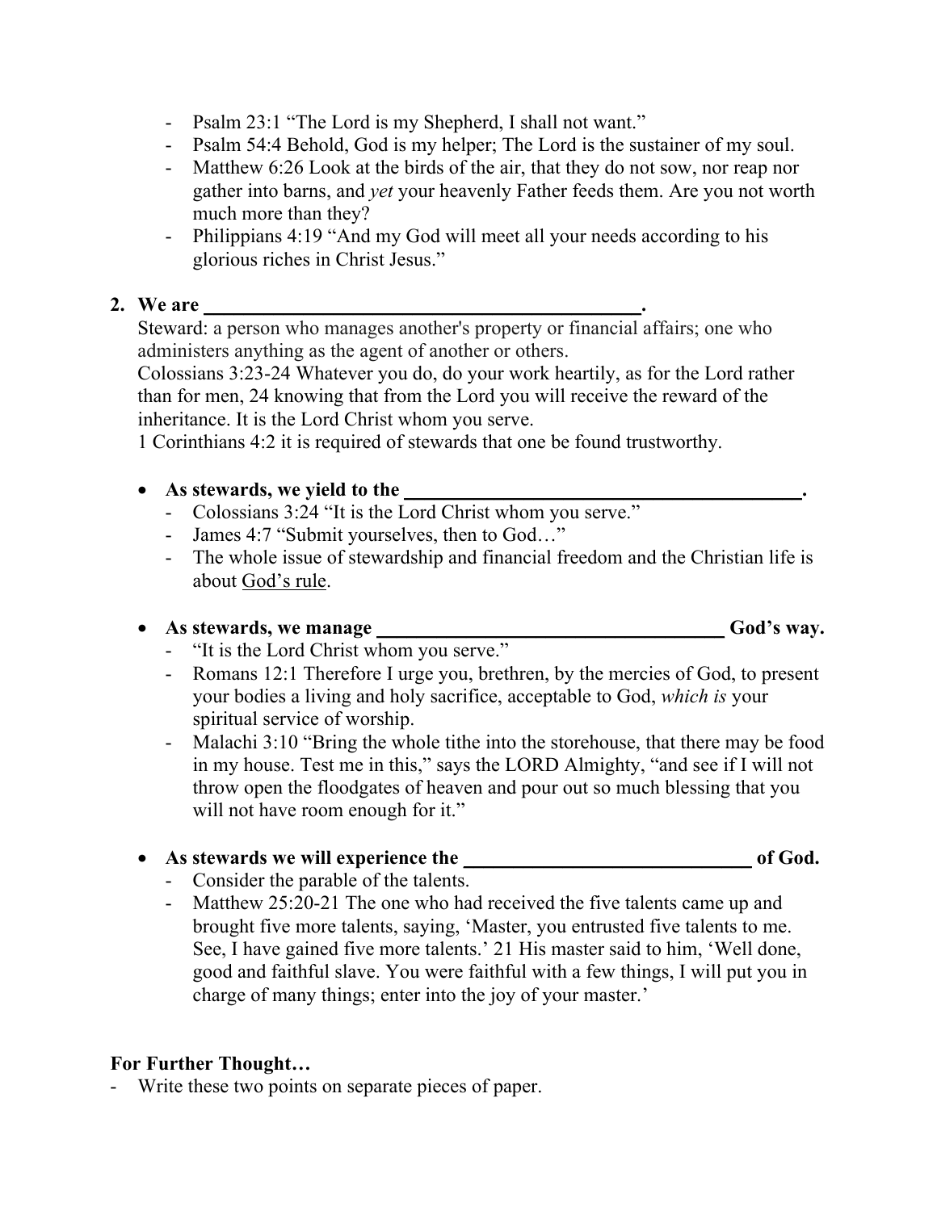- Psalm 23:1 “The Lord is my Shepherd, I shall not want.”
- Psalm 54:4 Behold, God is my helper; The Lord is the sustainer of my soul.
- Matthew 6:26 Look at the birds of the air, that they do not sow, nor reap nor gather into barns, and *yet* your heavenly Father feeds them. Are you not worth much more than they?
- Philippians 4:19 “And my God will meet all your needs according to his glorious riches in Christ Jesus.”

**2. We are \_\_\_\_\_\_\_\_\_\_\_\_\_\_\_\_\_\_\_\_\_\_\_\_\_\_\_\_\_\_\_\_\_\_\_\_\_\_\_\_\_\_\_.**

Steward: a person who manages another's property or financial affairs; one who administers anything as the agent of another or others.

Colossians 3:23-24 Whatever you do, do your work heartily, as for the Lord rather than for men, 24 knowing that from the Lord you will receive the reward of the inheritance. It is the Lord Christ whom you serve.

1 Corinthians 4:2 it is required of stewards that one be found trustworthy.

- **As stewards, we yield to the \_\_\_\_\_\_\_\_\_\_\_\_\_\_\_\_\_\_\_\_\_\_\_\_\_\_\_\_\_\_\_\_\_\_\_\_\_\_\_\_\_.**
  - Colossians 3:24 “It is the Lord Christ whom you serve.”
  - James 4:7 “Submit yourselves, then to God…”
  - The whole issue of stewardship and financial freedom and the Christian life is about <u>God’s rule</u>.

- **As stewards, we manage \_\_\_\_\_\_\_\_\_\_\_\_\_\_\_\_\_\_\_\_\_\_\_\_\_\_\_\_\_\_\_\_\_\_\_\_ God’s way.**
  - “It is the Lord Christ whom you serve.”
  - Romans 12:1 Therefore I urge you, brethren, by the mercies of God, to present your bodies a living and holy sacrifice, acceptable to God, *which is* your spiritual service of worship.
  - Malachi 3:10 “Bring the whole tithe into the storehouse, that there may be food in my house. Test me in this,” says the LORD Almighty, “and see if I will not throw open the floodgates of heaven and pour out so much blessing that you will not have room enough for it.”

- **As stewards we will experience the \_\_\_\_\_\_\_\_\_\_\_\_\_\_\_\_\_\_\_\_\_\_\_\_\_\_\_\_\_\_ of God.**
  - Consider the parable of the talents.
  - Matthew 25:20-21 The one who had received the five talents came up and brought five more talents, saying, ‘Master, you entrusted five talents to me. See, I have gained five more talents.’ 21 His master said to him, ‘Well done, good and faithful slave. You were faithful with a few things, I will put you in charge of many things; enter into the joy of your master.’

**For Further Thought…**

- Write these two points on separate pieces of paper.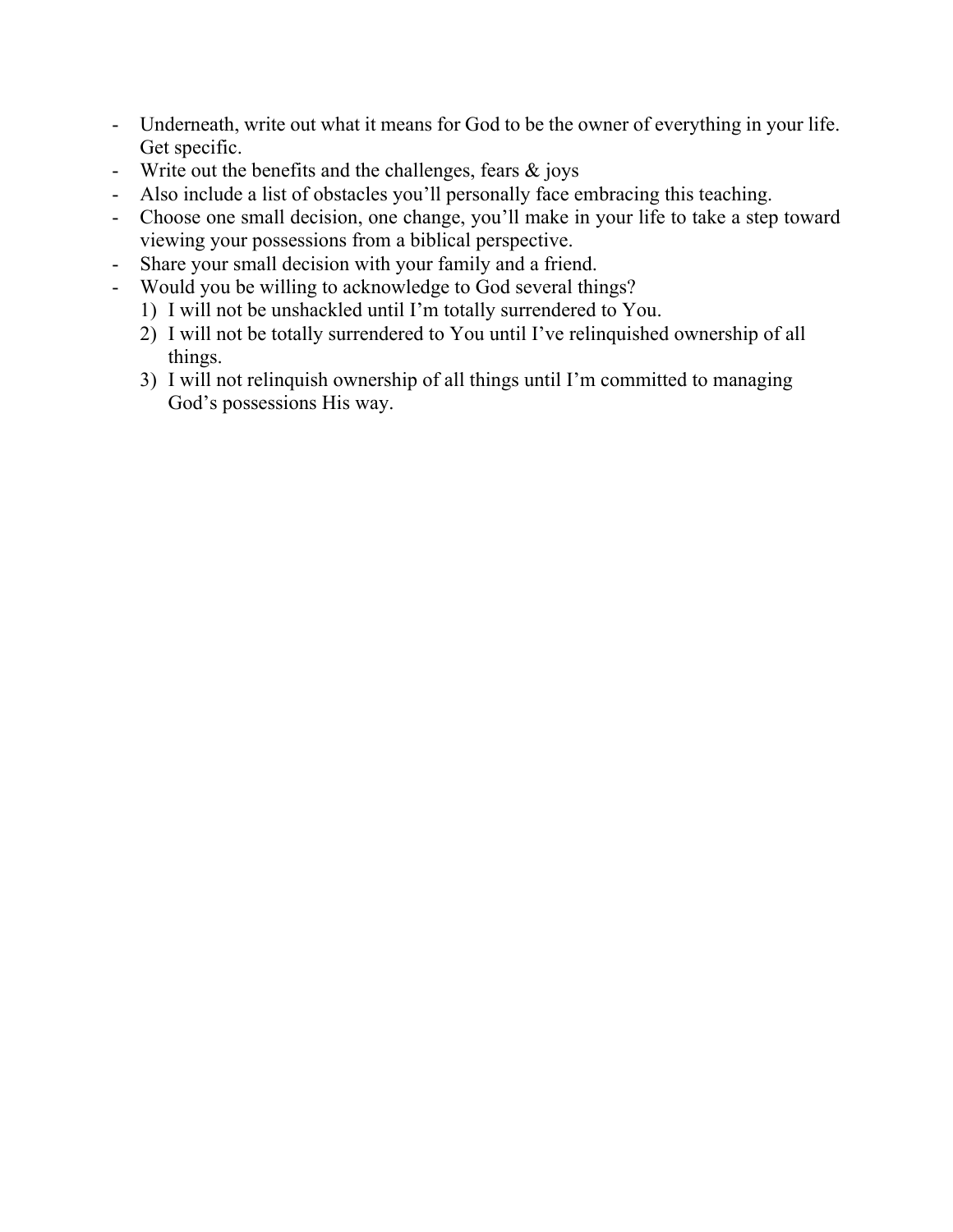- Underneath, write out what it means for God to be the owner of everything in your life. Get specific.
- Write out the benefits and the challenges, fears & joys
- Also include a list of obstacles you'll personally face embracing this teaching.
- Choose one small decision, one change, you'll make in your life to take a step toward viewing your possessions from a biblical perspective.
- Share your small decision with your family and a friend.
- Would you be willing to acknowledge to God several things?
  1) I will not be unshackled until I'm totally surrendered to You.
  2) I will not be totally surrendered to You until I've relinquished ownership of all things.
  3) I will not relinquish ownership of all things until I'm committed to managing God's possessions His way.